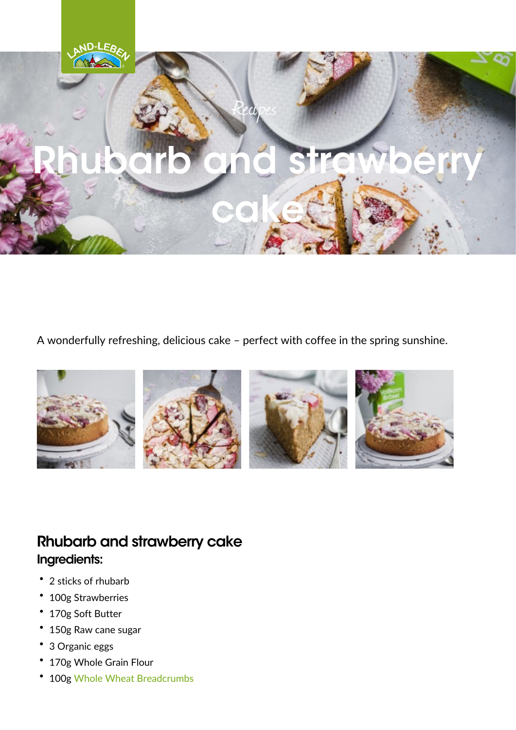Recipes

# Rhubarb and strawberry cake

A wonderfully refreshing, delicious cake – perfect with coffee in the spring sunshine.

## Rhubarb and strawberry cake

### Ingredients:

- 2 sticks of rhubarb
- 100g Strawberries
- 170g Soft Butter
- 150g Raw cane sugar
- 3 Organic eggs
- 170g Whole Grain Flour
- 100g Whole Wheat Breadcrumbs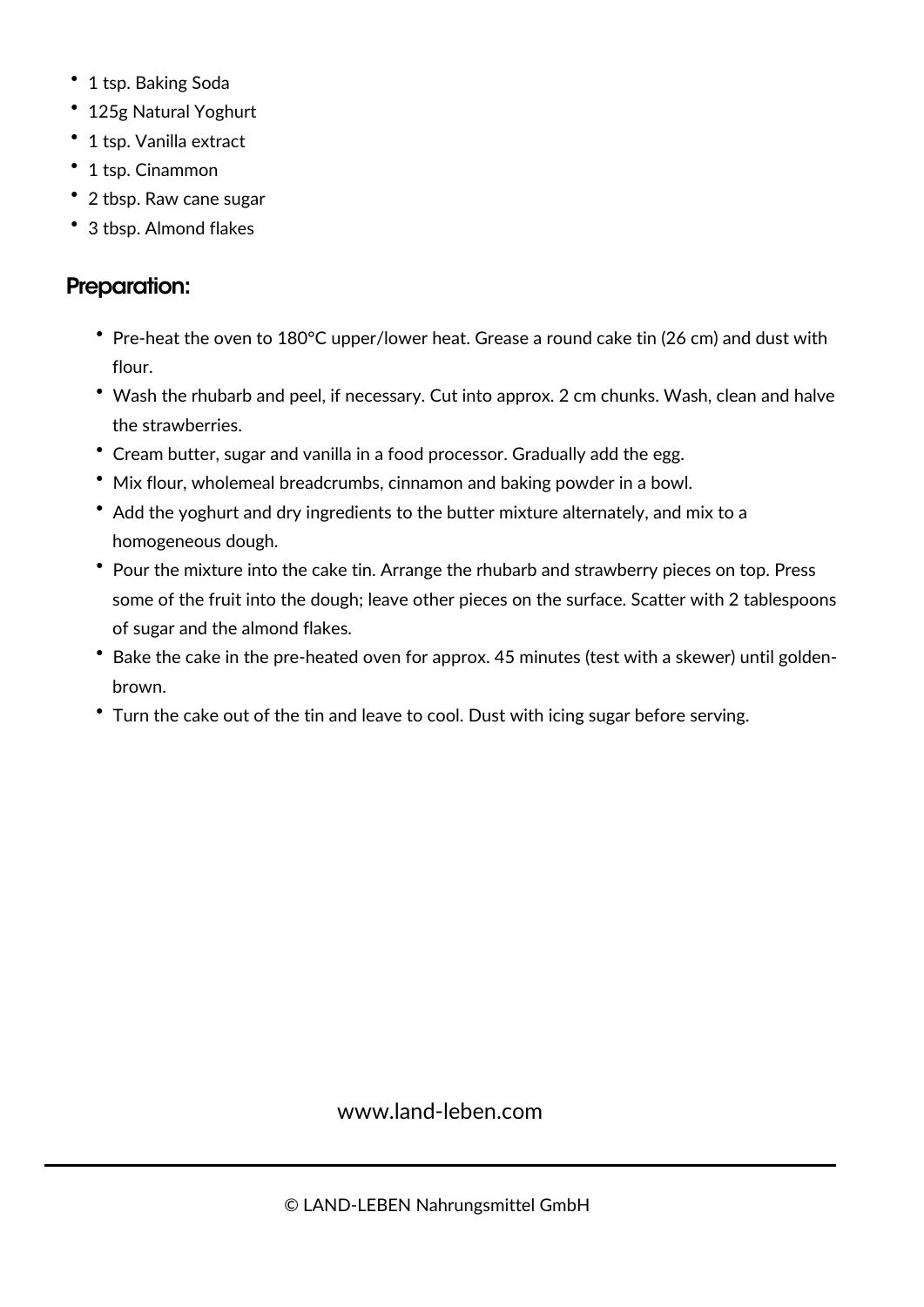- 1 tsp. Baking Soda
- 125g Natural Yoghurt
- 1 tsp. Vanilla extract
- 1 tsp. Cinammon
- 2 tbsp. Raw cane sugar
- 3 tbsp. Almond flakes

## Preparation:

- Pre-heat the oven to 180°C upper/lower heat. Grease a round cake tin (26 cm) and dust with flour.
- Wash the rhubarb and peel, if necessary. Cut into approx. 2 cm chunks. Wash, clean and halve the strawberries.
- Cream butter, sugar and vanilla in a food processor. Gradually add the egg.
- Mix flour, wholemeal breadcrumbs, cinnamon and baking powder in a bowl.
- Add the yoghurt and dry ingredients to the butter mixture alternately, and mix to a homogeneous dough.
- Pour the mixture into the cake tin. Arrange the rhubarb and strawberry pieces on top. Press some of the fruit into the dough; leave other pieces on the surface. Scatter with 2 tablespoons of sugar and the almond flakes.
- Bake the cake in the pre-heated oven for approx. 45 minutes (test with a skewer) until golden-brown.
- Turn the cake out of the tin and leave to cool. Dust with icing sugar before serving.

www.land-leben.com

© LAND-LEBEN Nahrungsmittel GmbH